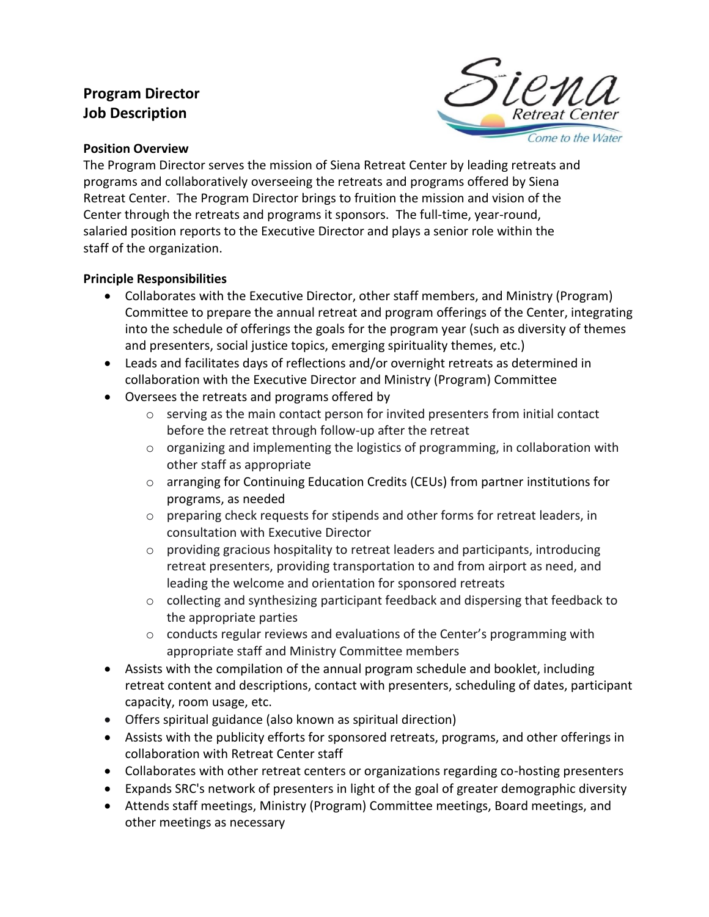# Program Director
# Job Description

### Position Overview

The Program Director serves the mission of Siena Retreat Center by leading retreats and programs and collaboratively overseeing the retreats and programs offered by Siena Retreat Center. The Program Director brings to fruition the mission and vision of the Center through the retreats and programs it sponsors. The full-time, year-round, salaried position reports to the Executive Director and plays a senior role within the staff of the organization.

### Principle Responsibilities

- Collaborates with the Executive Director, other staff members, and Ministry (Program) Committee to prepare the annual retreat and program offerings of the Center, integrating into the schedule of offerings the goals for the program year (such as diversity of themes and presenters, social justice topics, emerging spirituality themes, etc.)
- Leads and facilitates days of reflections and/or overnight retreats as determined in collaboration with the Executive Director and Ministry (Program) Committee
- Oversees the retreats and programs offered by
    - serving as the main contact person for invited presenters from initial contact before the retreat through follow-up after the retreat
    - organizing and implementing the logistics of programming, in collaboration with other staff as appropriate
    - arranging for Continuing Education Credits (CEUs) from partner institutions for programs, as needed
    - preparing check requests for stipends and other forms for retreat leaders, in consultation with Executive Director
    - providing gracious hospitality to retreat leaders and participants, introducing retreat presenters, providing transportation to and from airport as need, and leading the welcome and orientation for sponsored retreats
    - collecting and synthesizing participant feedback and dispersing that feedback to the appropriate parties
    - conducts regular reviews and evaluations of the Center's programming with appropriate staff and Ministry Committee members
- Assists with the compilation of the annual program schedule and booklet, including retreat content and descriptions, contact with presenters, scheduling of dates, participant capacity, room usage, etc.
- Offers spiritual guidance (also known as spiritual direction)
- Assists with the publicity efforts for sponsored retreats, programs, and other offerings in collaboration with Retreat Center staff
- Collaborates with other retreat centers or organizations regarding co-hosting presenters
- Expands SRC's network of presenters in light of the goal of greater demographic diversity
- Attends staff meetings, Ministry (Program) Committee meetings, Board meetings, and other meetings as necessary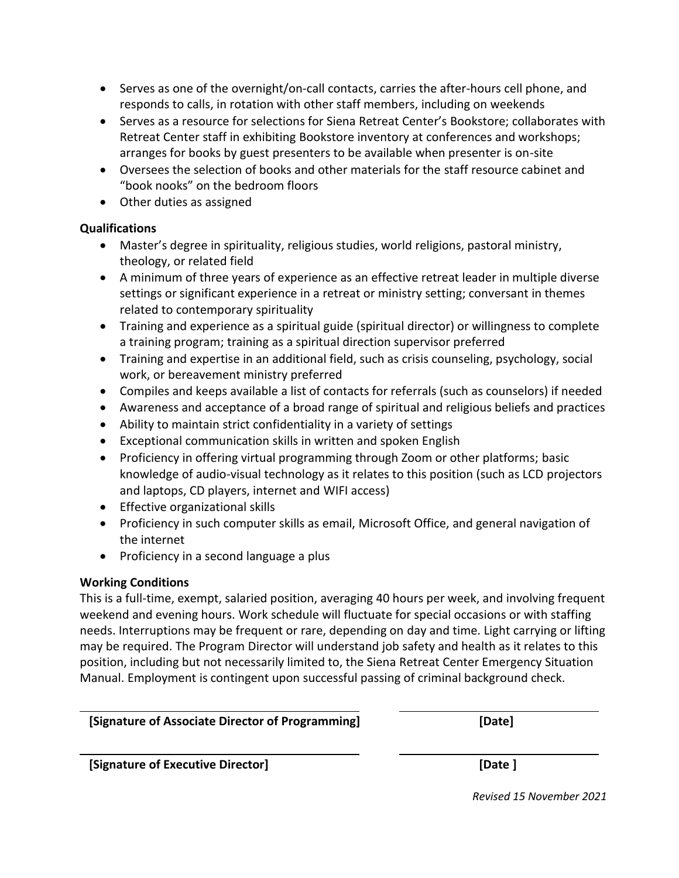- Serves as one of the overnight/on-call contacts, carries the after-hours cell phone, and responds to calls, in rotation with other staff members, including on weekends
- Serves as a resource for selections for Siena Retreat Center's Bookstore; collaborates with Retreat Center staff in exhibiting Bookstore inventory at conferences and workshops; arranges for books by guest presenters to be available when presenter is on-site
- Oversees the selection of books and other materials for the staff resource cabinet and "book nooks" on the bedroom floors
- Other duties as assigned

**Qualifications**

- Master's degree in spirituality, religious studies, world religions, pastoral ministry, theology, or related field
- A minimum of three years of experience as an effective retreat leader in multiple diverse settings or significant experience in a retreat or ministry setting; conversant in themes related to contemporary spirituality
- Training and experience as a spiritual guide (spiritual director) or willingness to complete a training program; training as a spiritual direction supervisor preferred
- Training and expertise in an additional field, such as crisis counseling, psychology, social work, or bereavement ministry preferred
- Compiles and keeps available a list of contacts for referrals (such as counselors) if needed
- Awareness and acceptance of a broad range of spiritual and religious beliefs and practices
- Ability to maintain strict confidentiality in a variety of settings
- Exceptional communication skills in written and spoken English
- Proficiency in offering virtual programming through Zoom or other platforms; basic knowledge of audio-visual technology as it relates to this position (such as LCD projectors and laptops, CD players, internet and WIFI access)
- Effective organizational skills
- Proficiency in such computer skills as email, Microsoft Office, and general navigation of the internet
- Proficiency in a second language a plus

**Working Conditions**

This is a full-time, exempt, salaried position, averaging 40 hours per week, and involving frequent weekend and evening hours. Work schedule will fluctuate for special occasions or with staffing needs. Interruptions may be frequent or rare, depending on day and time. Light carrying or lifting may be required. The Program Director will understand job safety and health as it relates to this position, including but not necessarily limited to, the Siena Retreat Center Emergency Situation Manual. Employment is contingent upon successful passing of criminal background check.

**[Signature of Associate Director of Programming]** **[Date]**

**[Signature of Executive Director]** **[Date ]**

*Revised 15 November 2021*